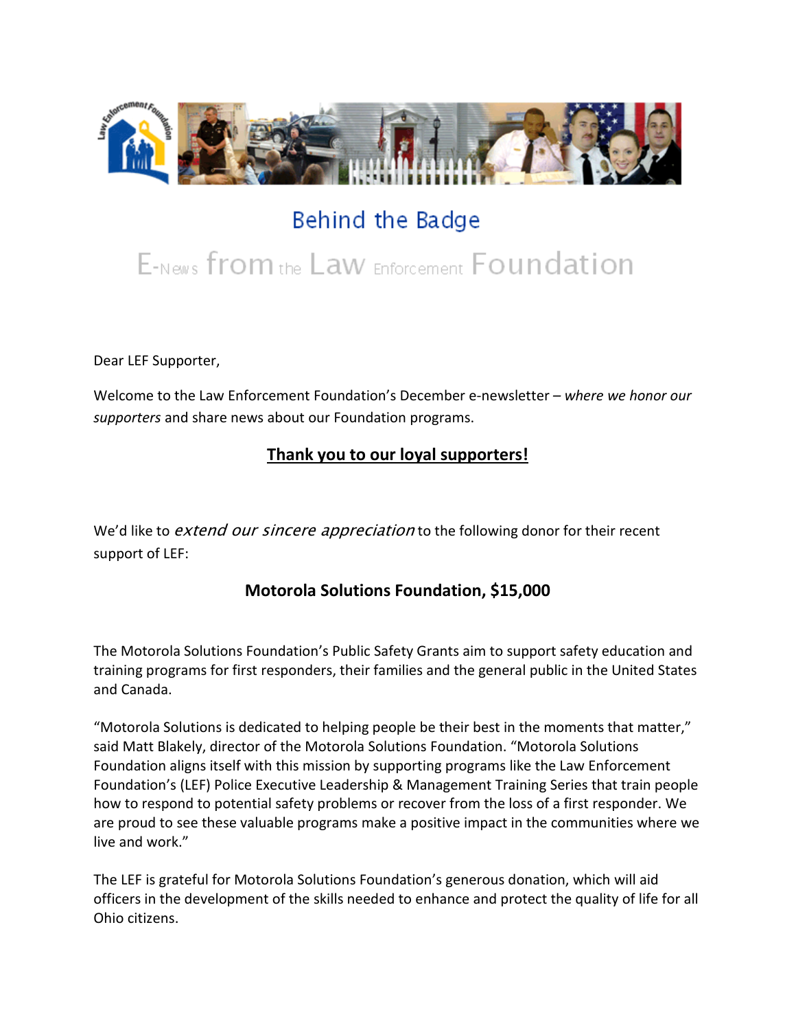# Behind the Badge

## E-News from the Law Enforcement Foundation

Dear LEF Supporter,

Welcome to the Law Enforcement Foundation's December e-newsletter – *where we honor our supporters* and share news about our Foundation programs.

## Thank you to our loyal supporters!

We'd like to *extend our sincere appreciation* to the following donor for their recent support of LEF:

**Motorola Solutions Foundation, $15,000**

The Motorola Solutions Foundation's Public Safety Grants aim to support safety education and training programs for first responders, their families and the general public in the United States and Canada.

"Motorola Solutions is dedicated to helping people be their best in the moments that matter," said Matt Blakely, director of the Motorola Solutions Foundation. "Motorola Solutions Foundation aligns itself with this mission by supporting programs like the Law Enforcement Foundation's (LEF) Police Executive Leadership & Management Training Series that train people how to respond to potential safety problems or recover from the loss of a first responder. We are proud to see these valuable programs make a positive impact in the communities where we live and work."

The LEF is grateful for Motorola Solutions Foundation's generous donation, which will aid officers in the development of the skills needed to enhance and protect the quality of life for all Ohio citizens.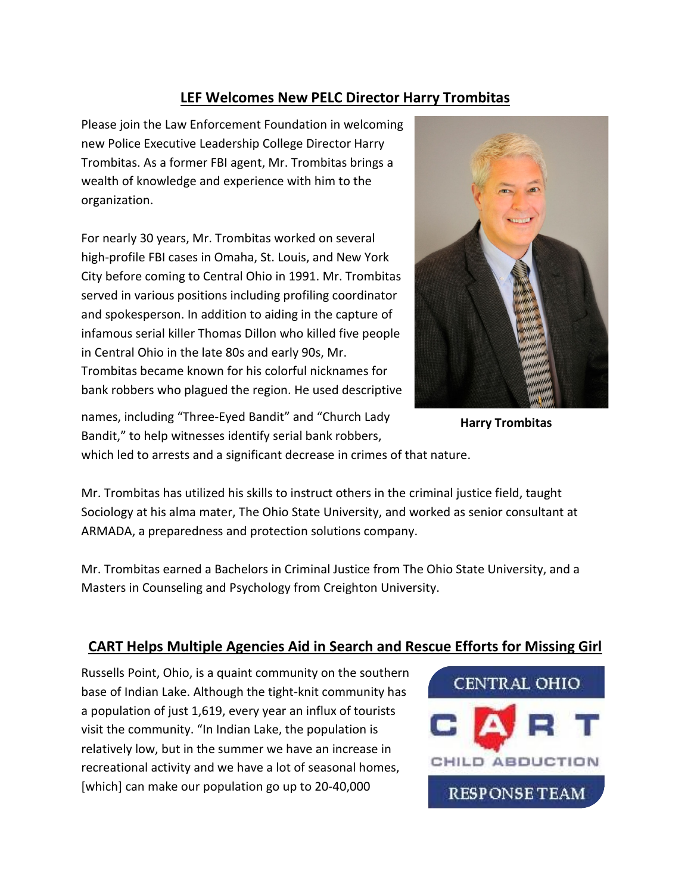## LEF Welcomes New PELC Director Harry Trombitas

Please join the Law Enforcement Foundation in welcoming new Police Executive Leadership College Director Harry Trombitas. As a former FBI agent, Mr. Trombitas brings a wealth of knowledge and experience with him to the organization.

For nearly 30 years, Mr. Trombitas worked on several high-profile FBI cases in Omaha, St. Louis, and New York City before coming to Central Ohio in 1991. Mr. Trombitas served in various positions including profiling coordinator and spokesperson. In addition to aiding in the capture of infamous serial killer Thomas Dillon who killed five people in Central Ohio in the late 80s and early 90s, Mr. Trombitas became known for his colorful nicknames for bank robbers who plagued the region. He used descriptive names, including "Three-Eyed Bandit" and "Church Lady Bandit," to help witnesses identify serial bank robbers, which led to arrests and a significant decrease in crimes of that nature.

**Harry Trombitas**

Mr. Trombitas has utilized his skills to instruct others in the criminal justice field, taught Sociology at his alma mater, The Ohio State University, and worked as senior consultant at ARMADA, a preparedness and protection solutions company.

Mr. Trombitas earned a Bachelors in Criminal Justice from The Ohio State University, and a Masters in Counseling and Psychology from Creighton University.

## CART Helps Multiple Agencies Aid in Search and Rescue Efforts for Missing Girl

Russells Point, Ohio, is a quaint community on the southern base of Indian Lake. Although the tight-knit community has a population of just 1,619, every year an influx of tourists visit the community. "In Indian Lake, the population is relatively low, but in the summer we have an increase in recreational activity and we have a lot of seasonal homes, [which] can make our population go up to 20-40,000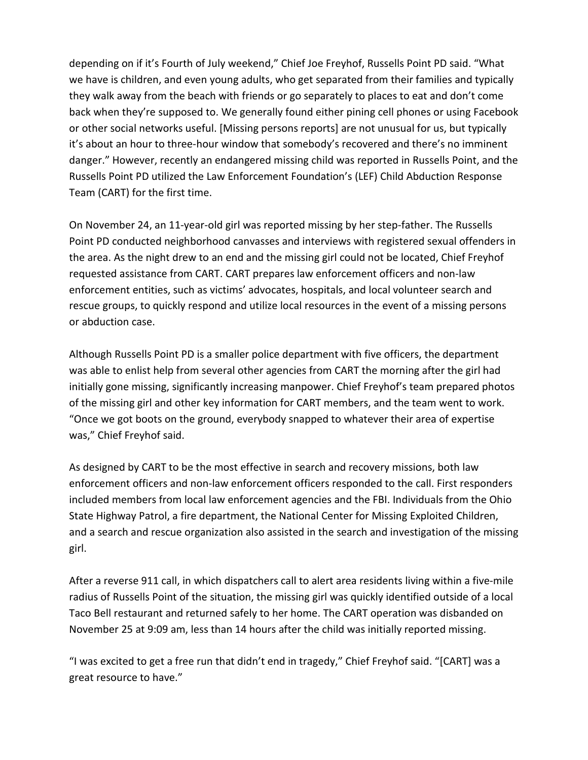depending on if it's Fourth of July weekend," Chief Joe Freyhof, Russells Point PD said. "What we have is children, and even young adults, who get separated from their families and typically they walk away from the beach with friends or go separately to places to eat and don't come back when they're supposed to. We generally found either pining cell phones or using Facebook or other social networks useful. [Missing persons reports] are not unusual for us, but typically it's about an hour to three-hour window that somebody's recovered and there's no imminent danger." However, recently an endangered missing child was reported in Russells Point, and the Russells Point PD utilized the Law Enforcement Foundation's (LEF) Child Abduction Response Team (CART) for the first time.

On November 24, an 11-year-old girl was reported missing by her step-father. The Russells Point PD conducted neighborhood canvasses and interviews with registered sexual offenders in the area. As the night drew to an end and the missing girl could not be located, Chief Freyhof requested assistance from CART. CART prepares law enforcement officers and non-law enforcement entities, such as victims' advocates, hospitals, and local volunteer search and rescue groups, to quickly respond and utilize local resources in the event of a missing persons or abduction case.

Although Russells Point PD is a smaller police department with five officers, the department was able to enlist help from several other agencies from CART the morning after the girl had initially gone missing, significantly increasing manpower. Chief Freyhof's team prepared photos of the missing girl and other key information for CART members, and the team went to work. "Once we got boots on the ground, everybody snapped to whatever their area of expertise was," Chief Freyhof said.

As designed by CART to be the most effective in search and recovery missions, both law enforcement officers and non-law enforcement officers responded to the call. First responders included members from local law enforcement agencies and the FBI. Individuals from the Ohio State Highway Patrol, a fire department, the National Center for Missing Exploited Children, and a search and rescue organization also assisted in the search and investigation of the missing girl.

After a reverse 911 call, in which dispatchers call to alert area residents living within a five-mile radius of Russells Point of the situation, the missing girl was quickly identified outside of a local Taco Bell restaurant and returned safely to her home. The CART operation was disbanded on November 25 at 9:09 am, less than 14 hours after the child was initially reported missing.

"I was excited to get a free run that didn't end in tragedy," Chief Freyhof said. "[CART] was a great resource to have."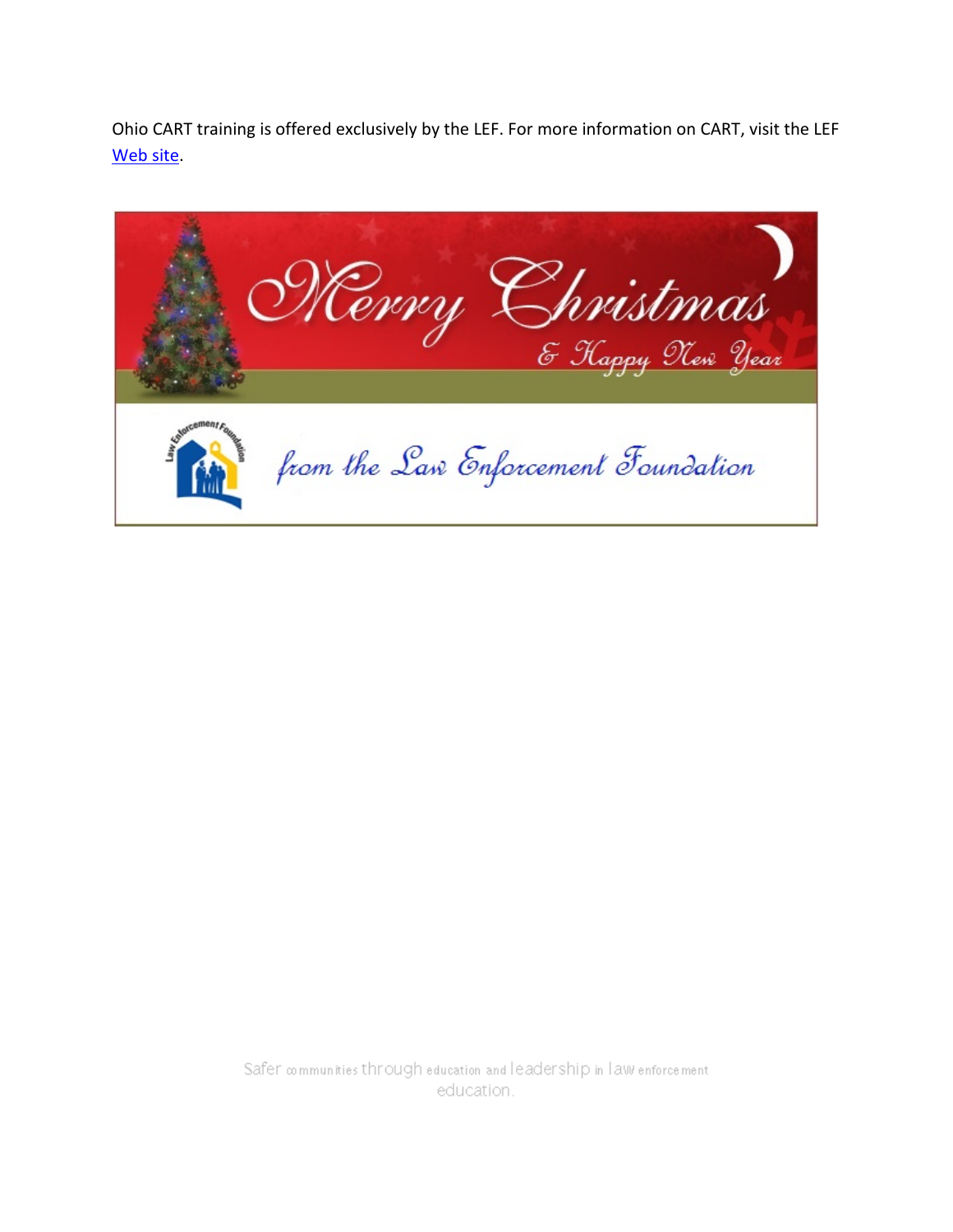Ohio CART training is offered exclusively by the LEF. For more information on CART, visit the LEF [Web site](#).

Merry Christmas

& Happy New Year

from the Law Enforcement Foundation

Safer communities through education and leadership in law enforcement education.